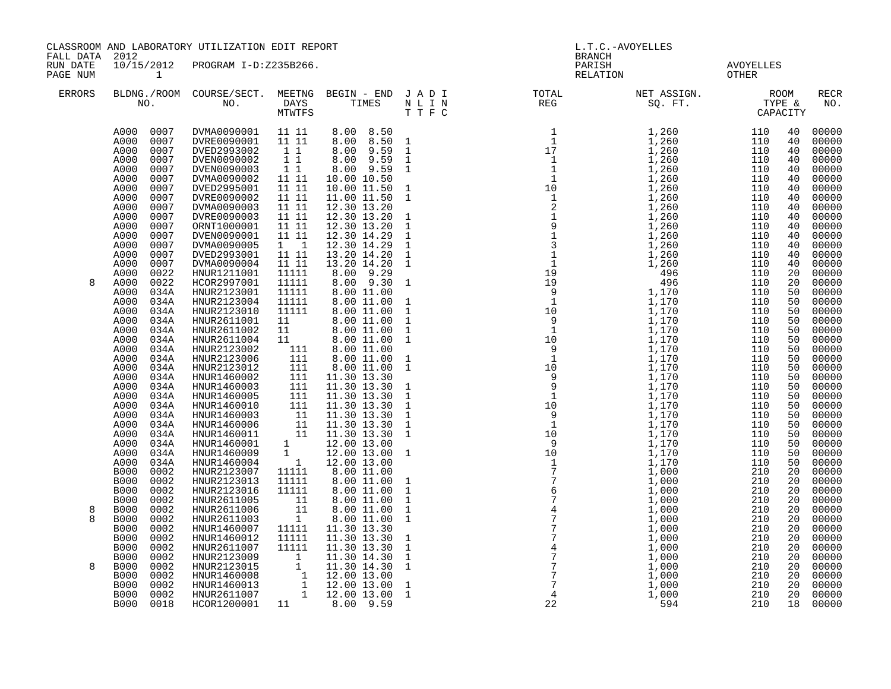CLASSROOM AND LABORATORY UTILIZATION EDIT REPORT
FALL DATA 2012
RUN DATE 10/15/2012 PROGRAM I-D:Z235B266.
PAGE NUM 1

L.T.C.-AVOYELLES
BRANCH
PARISH AVOYELLES
RELATION OTHER

| ERRORS | BLDNG./ROOM NO. | COURSE/SECT. NO. | MEETNG DAYS MTWTFS | BEGIN - END TIMES | J A D I N L I N T T F C | TOTAL REG | NET ASSIGN. SQ. FT. | ROOM TYPE & CAPACITY | | RECR NO. |
|---|---|---|---|---|---|---|---|---|---|---|
| | A000 0007 | DVMA0090001 | 11 11 | 8.00 8.50 | | 1 | 1,260 | 110 | 40 | 00000 |
| | A000 0007 | DVRE0090001 | 11 11 | 8.00 8.50 | 1 | 1 | 1,260 | 110 | 40 | 00000 |
| | A000 0007 | DVED2993002 | 1 1 | 8.00 9.59 | 1 | 17 | 1,260 | 110 | 40 | 00000 |
| | A000 0007 | DVEN0090002 | 1 1 | 8.00 9.59 | 1 | 1 | 1,260 | 110 | 40 | 00000 |
| | A000 0007 | DVEN0090003 | 1 1 | 8.00 9.59 | 1 | 1 | 1,260 | 110 | 40 | 00000 |
| | A000 0007 | DVMA0090002 | 11 11 | 10.00 10.50 | | 1 | 1,260 | 110 | 40 | 00000 |
| | A000 0007 | DVED2995001 | 11 11 | 10.00 11.50 | 1 | 10 | 1,260 | 110 | 40 | 00000 |
| | A000 0007 | DVRE0090002 | 11 11 | 11.00 11.50 | 1 | 1 | 1,260 | 110 | 40 | 00000 |
| | A000 0007 | DVMA0090003 | 11 11 | 12.30 13.20 | | 2 | 1,260 | 110 | 40 | 00000 |
| | A000 0007 | DVRE0090003 | 11 11 | 12.30 13.20 | 1 | 1 | 1,260 | 110 | 40 | 00000 |
| | A000 0007 | ORNT1000001 | 11 11 | 12.30 13.20 | 1 | 9 | 1,260 | 110 | 40 | 00000 |
| | A000 0007 | DVEN0090001 | 11 11 | 12.30 14.29 | 1 | 1 | 1,260 | 110 | 40 | 00000 |
| | A000 0007 | DVMA0090005 | 1 1 | 12.30 14.29 | 1 | 3 | 1,260 | 110 | 40 | 00000 |
| | A000 0007 | DVED2993001 | 11 11 | 13.20 14.20 | 1 | 1 | 1,260 | 110 | 40 | 00000 |
| | A000 0007 | DVMA0090004 | 11 11 | 13.20 14.20 | 1 | 1 | 1,260 | 110 | 40 | 00000 |
| | A000 0022 | HNUR1211001 | 11111 | 8.00 9.29 | | 19 | 496 | 110 | 20 | 00000 |
| 8 | A000 0022 | HCOR2997001 | 11111 | 8.00 9.30 | 1 | 19 | 496 | 110 | 20 | 00000 |
| | A000 034A | HNUR2123001 | 11111 | 8.00 11.00 | | 9 | 1,170 | 110 | 50 | 00000 |
| | A000 034A | HNUR2123004 | 11111 | 8.00 11.00 | 1 | 1 | 1,170 | 110 | 50 | 00000 |
| | A000 034A | HNUR2123010 | 11111 | 8.00 11.00 | 1 | 10 | 1,170 | 110 | 50 | 00000 |
| | A000 034A | HNUR2611001 | 11 | 8.00 11.00 | 1 | 9 | 1,170 | 110 | 50 | 00000 |
| | A000 034A | HNUR2611002 | 11 | 8.00 11.00 | 1 | 1 | 1,170 | 110 | 50 | 00000 |
| | A000 034A | HNUR2611004 | 11 | 8.00 11.00 | 1 | 10 | 1,170 | 110 | 50 | 00000 |
| | A000 034A | HNUR2123002 | 111 | 8.00 11.00 | | 9 | 1,170 | 110 | 50 | 00000 |
| | A000 034A | HNUR2123006 | 111 | 8.00 11.00 | 1 | 1 | 1,170 | 110 | 50 | 00000 |
| | A000 034A | HNUR2123012 | 111 | 8.00 11.00 | 1 | 10 | 1,170 | 110 | 50 | 00000 |
| | A000 034A | HNUR1460002 | 111 | 11.30 13.30 | | 9 | 1,170 | 110 | 50 | 00000 |
| | A000 034A | HNUR1460003 | 111 | 11.30 13.30 | 1 | 9 | 1,170 | 110 | 50 | 00000 |
| | A000 034A | HNUR1460005 | 111 | 11.30 13.30 | 1 | 1 | 1,170 | 110 | 50 | 00000 |
| | A000 034A | HNUR1460010 | 111 | 11.30 13.30 | 1 | 10 | 1,170 | 110 | 50 | 00000 |
| | A000 034A | HNUR1460003 | 11 | 11.30 13.30 | 1 | 9 | 1,170 | 110 | 50 | 00000 |
| | A000 034A | HNUR1460006 | 11 | 11.30 13.30 | 1 | 1 | 1,170 | 110 | 50 | 00000 |
| | A000 034A | HNUR1460011 | 11 | 11.30 13.30 | 1 | 10 | 1,170 | 110 | 50 | 00000 |
| | A000 034A | HNUR1460001 | 1 | 12.00 13.00 | | 9 | 1,170 | 110 | 50 | 00000 |
| | A000 034A | HNUR1460009 | 1 | 12.00 13.00 | 1 | 10 | 1,170 | 110 | 50 | 00000 |
| | A000 034A | HNUR1460004 | 1 | 12.00 13.00 | | 1 | 1,170 | 110 | 50 | 00000 |
| | B000 0002 | HNUR2123007 | 11111 | 8.00 11.00 | | 7 | 1,000 | 210 | 20 | 00000 |
| | B000 0002 | HNUR2123013 | 11111 | 8.00 11.00 | 1 | 7 | 1,000 | 210 | 20 | 00000 |
| | B000 0002 | HNUR2123016 | 11111 | 8.00 11.00 | 1 | 6 | 1,000 | 210 | 20 | 00000 |
| | B000 0002 | HNUR2611005 | 11 | 8.00 11.00 | 1 | 7 | 1,000 | 210 | 20 | 00000 |
| 8 | B000 0002 | HNUR2611006 | 11 | 8.00 11.00 | 1 | 4 | 1,000 | 210 | 20 | 00000 |
| 8 | B000 0002 | HNUR2611003 | 1 | 8.00 11.00 | 1 | 7 | 1,000 | 210 | 20 | 00000 |
| | B000 0002 | HNUR1460007 | 11111 | 11.30 13.30 | | 7 | 1,000 | 210 | 20 | 00000 |
| | B000 0002 | HNUR1460012 | 11111 | 11.30 13.30 | 1 | 7 | 1,000 | 210 | 20 | 00000 |
| | B000 0002 | HNUR2611007 | 11111 | 11.30 13.30 | 1 | 4 | 1,000 | 210 | 20 | 00000 |
| | B000 0002 | HNUR2123009 | 1 | 11.30 14.30 | 1 | 7 | 1,000 | 210 | 20 | 00000 |
| 8 | B000 0002 | HNUR2123015 | 1 | 11.30 14.30 | 1 | 7 | 1,000 | 210 | 20 | 00000 |
| | B000 0002 | HNUR1460008 | 1 | 12.00 13.00 | | 7 | 1,000 | 210 | 20 | 00000 |
| | B000 0002 | HNUR1460013 | 1 | 12.00 13.00 | 1 | 7 | 1,000 | 210 | 20 | 00000 |
| | B000 0002 | HNUR2611007 | 1 | 12.00 13.00 | 1 | 4 | 1,000 | 210 | 20 | 00000 |
| | B000 0018 | HCOR1200001 | 11 | 8.00 9.59 | | 22 | 594 | 210 | 18 | 00000 |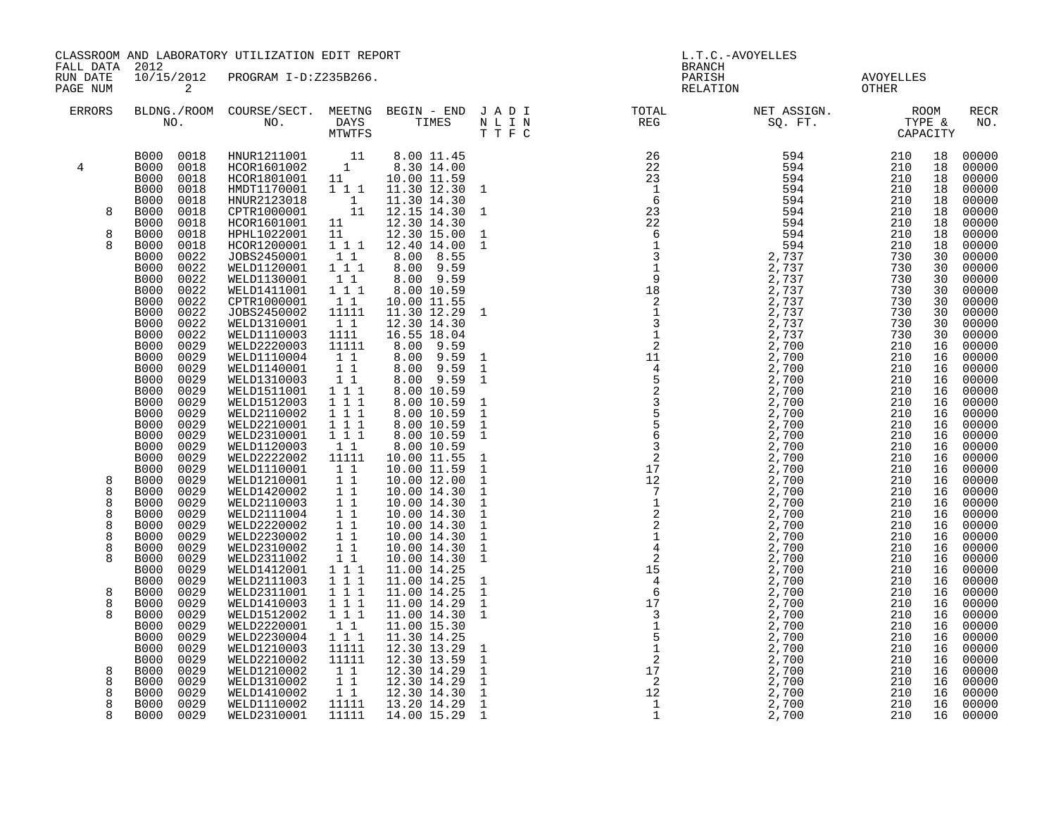CLASSROOM AND LABORATORY UTILIZATION EDIT REPORT
FALL DATA 2012
RUN DATE 10/15/2012 PROGRAM I-D:Z235B266.

L.T.C.-AVOYELLES
BRANCH
PARISH AVOYELLES
RELATION OTHER

| ERRORS | BLDNG./ROOM NO. | COURSE/SECT. NO. | MEETNG DAYS MTWTFS | BEGIN - END TIMES | J A D I N L I N T T F C | TOTAL REG | NET ASSIGN. SQ. FT. | ROOM TYPE & CAPACITY | | RECR NO. |
|---|---|---|---|---|---|---|---|---|---|---|
| | B000 0018 | HNUR1211001 | 11 | 8.00 11.45 | | 26 | 594 | 210 | 18 | 00000 |
| 4 | B000 0018 | HCOR1601002 | 1 | 8.30 14.00 | | 22 | 594 | 210 | 18 | 00000 |
| | B000 0018 | HCOR1801001 | 11 | 10.00 11.59 | | 23 | 594 | 210 | 18 | 00000 |
| | B000 0018 | HMDT1170001 | 1 1 1 | 11.30 12.30 | 1 | 1 | 594 | 210 | 18 | 00000 |
| | B000 0018 | HNUR2123018 | 1 | 11.30 14.30 | | 6 | 594 | 210 | 18 | 00000 |
| 8 | B000 0018 | CPTR1000001 | 11 | 12.15 14.30 | 1 | 23 | 594 | 210 | 18 | 00000 |
| | B000 0018 | HCOR1601001 | 11 | 12.30 14.30 | | 22 | 594 | 210 | 18 | 00000 |
| 8 | B000 0018 | HPHL1022001 | 11 | 12.30 15.00 | 1 | 6 | 594 | 210 | 18 | 00000 |
| 8 | B000 0018 | HCOR1200001 | 1 1 1 | 12.40 14.00 | 1 | 1 | 594 | 210 | 18 | 00000 |
| | B000 0022 | JOBS2450001 | 1 1 | 8.00 8.55 | | 3 | 2,737 | 730 | 30 | 00000 |
| | B000 0022 | WELD1120001 | 1 1 1 | 8.00 9.59 | | 1 | 2,737 | 730 | 30 | 00000 |
| | B000 0022 | WELD1130001 | 1 1 | 8.00 9.59 | | 9 | 2,737 | 730 | 30 | 00000 |
| | B000 0022 | WELD1411001 | 1 1 1 | 8.00 10.59 | | 18 | 2,737 | 730 | 30 | 00000 |
| | B000 0022 | CPTR1000001 | 1 1 | 10.00 11.55 | | 2 | 2,737 | 730 | 30 | 00000 |
| | B000 0022 | JOBS2450002 | 11111 | 11.30 12.29 | 1 | 1 | 2,737 | 730 | 30 | 00000 |
| | B000 0022 | WELD1310001 | 1 1 | 12.30 14.30 | | 3 | 2,737 | 730 | 30 | 00000 |
| | B000 0022 | WELD1110003 | 1111 | 16.55 18.04 | | 1 | 2,737 | 730 | 30 | 00000 |
| | B000 0029 | WELD2220003 | 11111 | 8.00 9.59 | | 2 | 2,700 | 210 | 16 | 00000 |
| | B000 0029 | WELD1110004 | 1 1 | 8.00 9.59 | 1 | 11 | 2,700 | 210 | 16 | 00000 |
| | B000 0029 | WELD1140001 | 1 1 | 8.00 9.59 | 1 | 4 | 2,700 | 210 | 16 | 00000 |
| | B000 0029 | WELD1310003 | 1 1 | 8.00 9.59 | 1 | 5 | 2,700 | 210 | 16 | 00000 |
| | B000 0029 | WELD1511001 | 1 1 1 | 8.00 10.59 | | 2 | 2,700 | 210 | 16 | 00000 |
| | B000 0029 | WELD1512003 | 1 1 1 | 8.00 10.59 | 1 | 3 | 2,700 | 210 | 16 | 00000 |
| | B000 0029 | WELD2110002 | 1 1 1 | 8.00 10.59 | 1 | 5 | 2,700 | 210 | 16 | 00000 |
| | B000 0029 | WELD2210001 | 1 1 1 | 8.00 10.59 | 1 | 5 | 2,700 | 210 | 16 | 00000 |
| | B000 0029 | WELD2310001 | 1 1 1 | 8.00 10.59 | 1 | 6 | 2,700 | 210 | 16 | 00000 |
| | B000 0029 | WELD1120003 | 1 1 | 8.00 10.59 | | 3 | 2,700 | 210 | 16 | 00000 |
| | B000 0029 | WELD2222002 | 11111 | 10.00 11.55 | 1 | 2 | 2,700 | 210 | 16 | 00000 |
| | B000 0029 | WELD1110001 | 1 1 | 10.00 11.59 | 1 | 17 | 2,700 | 210 | 16 | 00000 |
| 8 | B000 0029 | WELD1210001 | 1 1 | 10.00 12.00 | 1 | 12 | 2,700 | 210 | 16 | 00000 |
| 8 | B000 0029 | WELD1420002 | 1 1 | 10.00 14.30 | 1 | 7 | 2,700 | 210 | 16 | 00000 |
| 8 | B000 0029 | WELD2110003 | 1 1 | 10.00 14.30 | 1 | 1 | 2,700 | 210 | 16 | 00000 |
| 8 | B000 0029 | WELD2111004 | 1 1 | 10.00 14.30 | 1 | 2 | 2,700 | 210 | 16 | 00000 |
| 8 | B000 0029 | WELD2220002 | 1 1 | 10.00 14.30 | 1 | 2 | 2,700 | 210 | 16 | 00000 |
| 8 | B000 0029 | WELD2230002 | 1 1 | 10.00 14.30 | 1 | 1 | 2,700 | 210 | 16 | 00000 |
| 8 | B000 0029 | WELD2310002 | 1 1 | 10.00 14.30 | 1 | 4 | 2,700 | 210 | 16 | 00000 |
| 8 | B000 0029 | WELD2311002 | 1 1 | 10.00 14.30 | 1 | 2 | 2,700 | 210 | 16 | 00000 |
| | B000 0029 | WELD1412001 | 1 1 1 | 11.00 14.25 | | 15 | 2,700 | 210 | 16 | 00000 |
| | B000 0029 | WELD2111003 | 1 1 1 | 11.00 14.25 | 1 | 4 | 2,700 | 210 | 16 | 00000 |
| 8 | B000 0029 | WELD2311001 | 1 1 1 | 11.00 14.25 | 1 | 6 | 2,700 | 210 | 16 | 00000 |
| 8 | B000 0029 | WELD1410003 | 1 1 1 | 11.00 14.29 | 1 | 17 | 2,700 | 210 | 16 | 00000 |
| 8 | B000 0029 | WELD1512002 | 1 1 1 | 11.00 14.30 | 1 | 3 | 2,700 | 210 | 16 | 00000 |
| | B000 0029 | WELD2220001 | 1 1 | 11.00 15.30 | | 1 | 2,700 | 210 | 16 | 00000 |
| | B000 0029 | WELD2230004 | 1 1 1 | 11.30 14.25 | | 5 | 2,700 | 210 | 16 | 00000 |
| | B000 0029 | WELD1210003 | 11111 | 12.30 13.29 | 1 | 1 | 2,700 | 210 | 16 | 00000 |
| | B000 0029 | WELD2210002 | 11111 | 12.30 13.59 | 1 | 2 | 2,700 | 210 | 16 | 00000 |
| 8 | B000 0029 | WELD1210002 | 1 1 | 12.30 14.29 | 1 | 17 | 2,700 | 210 | 16 | 00000 |
| 8 | B000 0029 | WELD1310002 | 1 1 | 12.30 14.29 | 1 | 2 | 2,700 | 210 | 16 | 00000 |
| 8 | B000 0029 | WELD1410002 | 1 1 | 12.30 14.30 | 1 | 12 | 2,700 | 210 | 16 | 00000 |
| 8 | B000 0029 | WELD1110002 | 11111 | 13.20 14.29 | 1 | 1 | 2,700 | 210 | 16 | 00000 |
| 8 | B000 0029 | WELD2310001 | 11111 | 14.00 15.29 | 1 | 1 | 2,700 | 210 | 16 | 00000 |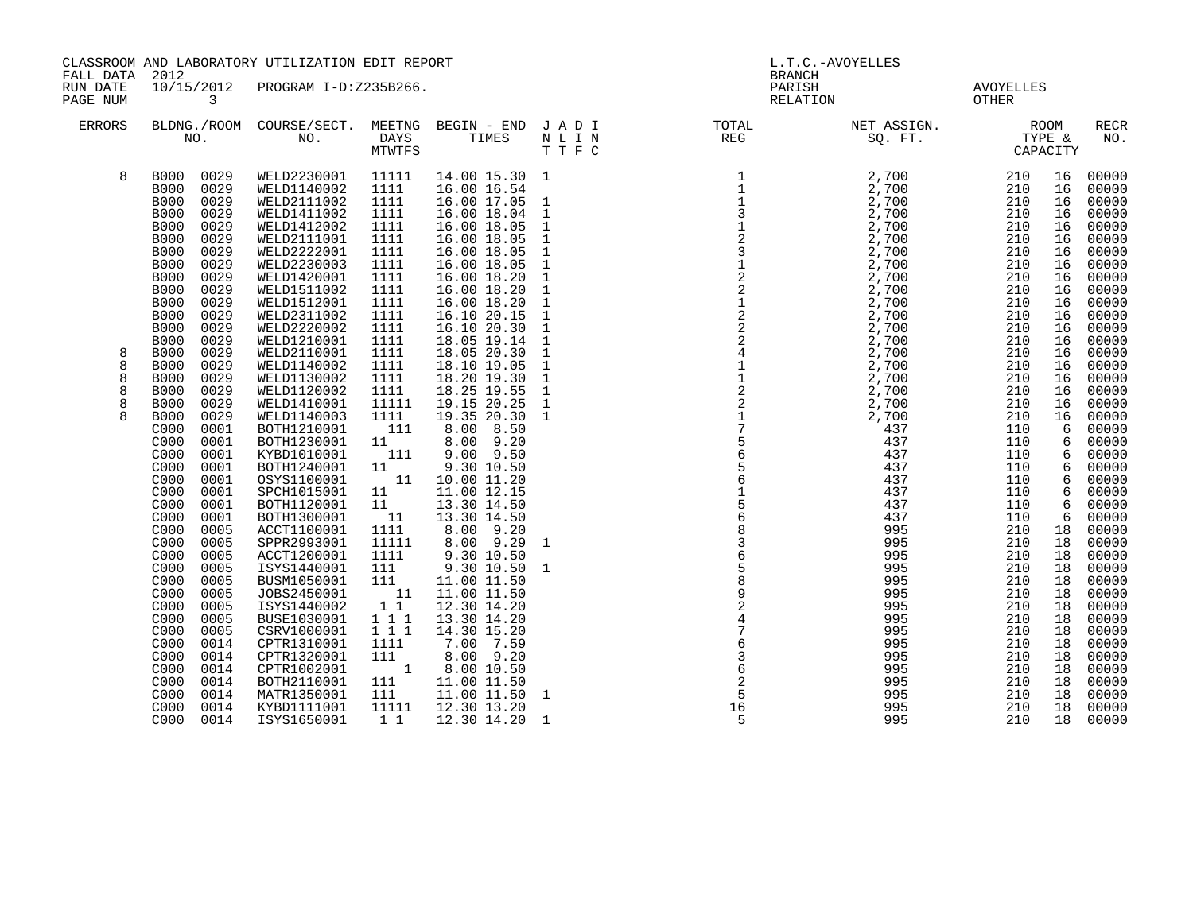CLASSROOM AND LABORATORY UTILIZATION EDIT REPORT
FALL DATA 2012
RUN DATE 10/15/2012 PROGRAM I-D:Z235B266.

L.T.C.-AVOYELLES
BRANCH
PARISH AVOYELLES
RELATION OTHER

| ERRORS | BLDNG./ROOM NO. | COURSE/SECT. NO. | MEETNG DAYS MTWTFS | BEGIN - END TIMES | J A D I N L I N T T F C | TOTAL REG | NET ASSIGN. SQ. FT. | ROOM TYPE & CAPACITY | | RECR NO. |
|---|---|---|---|---|---|---|---|---|---|---|
| 8 | B000 0029 | WELD2230001 | 11111 | 14.00 15.30 | 1 | 1 | 2,700 | 210 | 16 | 00000 |
| | B000 0029 | WELD1140002 | 1111 | 16.00 16.54 | | 1 | 2,700 | 210 | 16 | 00000 |
| | B000 0029 | WELD2111002 | 1111 | 16.00 17.05 | 1 | 1 | 2,700 | 210 | 16 | 00000 |
| | B000 0029 | WELD1411002 | 1111 | 16.00 18.04 | 1 | 3 | 2,700 | 210 | 16 | 00000 |
| | B000 0029 | WELD1412002 | 1111 | 16.00 18.05 | 1 | 1 | 2,700 | 210 | 16 | 00000 |
| | B000 0029 | WELD2111001 | 1111 | 16.00 18.05 | 1 | 2 | 2,700 | 210 | 16 | 00000 |
| | B000 0029 | WELD2222001 | 1111 | 16.00 18.05 | 1 | 3 | 2,700 | 210 | 16 | 00000 |
| | B000 0029 | WELD2230003 | 1111 | 16.00 18.05 | 1 | 1 | 2,700 | 210 | 16 | 00000 |
| | B000 0029 | WELD1420001 | 1111 | 16.00 18.20 | 1 | 2 | 2,700 | 210 | 16 | 00000 |
| | B000 0029 | WELD1511002 | 1111 | 16.00 18.20 | 1 | 2 | 2,700 | 210 | 16 | 00000 |
| | B000 0029 | WELD1512001 | 1111 | 16.00 18.20 | 1 | 1 | 2,700 | 210 | 16 | 00000 |
| | B000 0029 | WELD2311002 | 1111 | 16.10 20.15 | 1 | 2 | 2,700 | 210 | 16 | 00000 |
| | B000 0029 | WELD2220002 | 1111 | 16.10 20.30 | 1 | 2 | 2,700 | 210 | 16 | 00000 |
| | B000 0029 | WELD1210001 | 1111 | 18.05 19.14 | 1 | 2 | 2,700 | 210 | 16 | 00000 |
| 8 | B000 0029 | WELD2110001 | 1111 | 18.05 20.30 | 1 | 4 | 2,700 | 210 | 16 | 00000 |
| 8 | B000 0029 | WELD1140002 | 1111 | 18.10 19.05 | 1 | 1 | 2,700 | 210 | 16 | 00000 |
| 8 | B000 0029 | WELD1130002 | 1111 | 18.20 19.30 | 1 | 1 | 2,700 | 210 | 16 | 00000 |
| 8 | B000 0029 | WELD1120002 | 1111 | 18.25 19.55 | 1 | 2 | 2,700 | 210 | 16 | 00000 |
| 8 | B000 0029 | WELD1410001 | 11111 | 19.15 20.25 | 1 | 2 | 2,700 | 210 | 16 | 00000 |
| 8 | B000 0029 | WELD1140003 | 1111 | 19.35 20.30 | 1 | 1 | 2,700 | 210 | 16 | 00000 |
| | C000 0001 | BOTH1210001 | 111 | 8.00 8.50 | | 7 | 437 | 110 | 6 | 00000 |
| | C000 0001 | BOTH1230001 | 11 | 8.00 9.20 | | 5 | 437 | 110 | 6 | 00000 |
| | C000 0001 | KYBD1010001 | 111 | 9.00 9.50 | | 6 | 437 | 110 | 6 | 00000 |
| | C000 0001 | BOTH1240001 | 11 | 9.30 10.50 | | 5 | 437 | 110 | 6 | 00000 |
| | C000 0001 | OSYS1100001 | 11 | 10.00 11.20 | | 6 | 437 | 110 | 6 | 00000 |
| | C000 0001 | SPCH1015001 | 11 | 11.00 12.15 | | 1 | 437 | 110 | 6 | 00000 |
| | C000 0001 | BOTH1120001 | 11 | 13.30 14.50 | | 5 | 437 | 110 | 6 | 00000 |
| | C000 0001 | BOTH1300001 | 11 | 13.30 14.50 | | 6 | 437 | 110 | 6 | 00000 |
| | C000 0005 | ACCT1100001 | 1111 | 8.00 9.20 | | 8 | 995 | 210 | 18 | 00000 |
| | C000 0005 | SPPR2993001 | 11111 | 8.00 9.29 | 1 | 3 | 995 | 210 | 18 | 00000 |
| | C000 0005 | ACCT1200001 | 1111 | 9.30 10.50 | | 6 | 995 | 210 | 18 | 00000 |
| | C000 0005 | ISYS1440001 | 111 | 9.30 10.50 | 1 | 5 | 995 | 210 | 18 | 00000 |
| | C000 0005 | BUSM1050001 | 111 | 11.00 11.50 | | 8 | 995 | 210 | 18 | 00000 |
| | C000 0005 | JOBS2450001 | 11 | 11.00 11.50 | | 9 | 995 | 210 | 18 | 00000 |
| | C000 0005 | ISYS1440002 | 1 1 | 12.30 14.20 | | 2 | 995 | 210 | 18 | 00000 |
| | C000 0005 | BUSE1030001 | 1 1 1 | 13.30 14.20 | | 4 | 995 | 210 | 18 | 00000 |
| | C000 0005 | CSRV1000001 | 1 1 1 | 14.30 15.20 | | 7 | 995 | 210 | 18 | 00000 |
| | C000 0014 | CPTR1310001 | 1111 | 7.00 7.59 | | 6 | 995 | 210 | 18 | 00000 |
| | C000 0014 | CPTR1320001 | 111 | 8.00 9.20 | | 3 | 995 | 210 | 18 | 00000 |
| | C000 0014 | CPTR1002001 | 1 | 8.00 10.50 | | 6 | 995 | 210 | 18 | 00000 |
| | C000 0014 | BOTH2110001 | 111 | 11.00 11.50 | | 2 | 995 | 210 | 18 | 00000 |
| | C000 0014 | MATR1350001 | 111 | 11.00 11.50 | 1 | 5 | 995 | 210 | 18 | 00000 |
| | C000 0014 | KYBD1111001 | 11111 | 12.30 13.20 | | 16 | 995 | 210 | 18 | 00000 |
| | C000 0014 | ISYS1650001 | 1 1 | 12.30 14.20 | 1 | 5 | 995 | 210 | 18 | 00000 |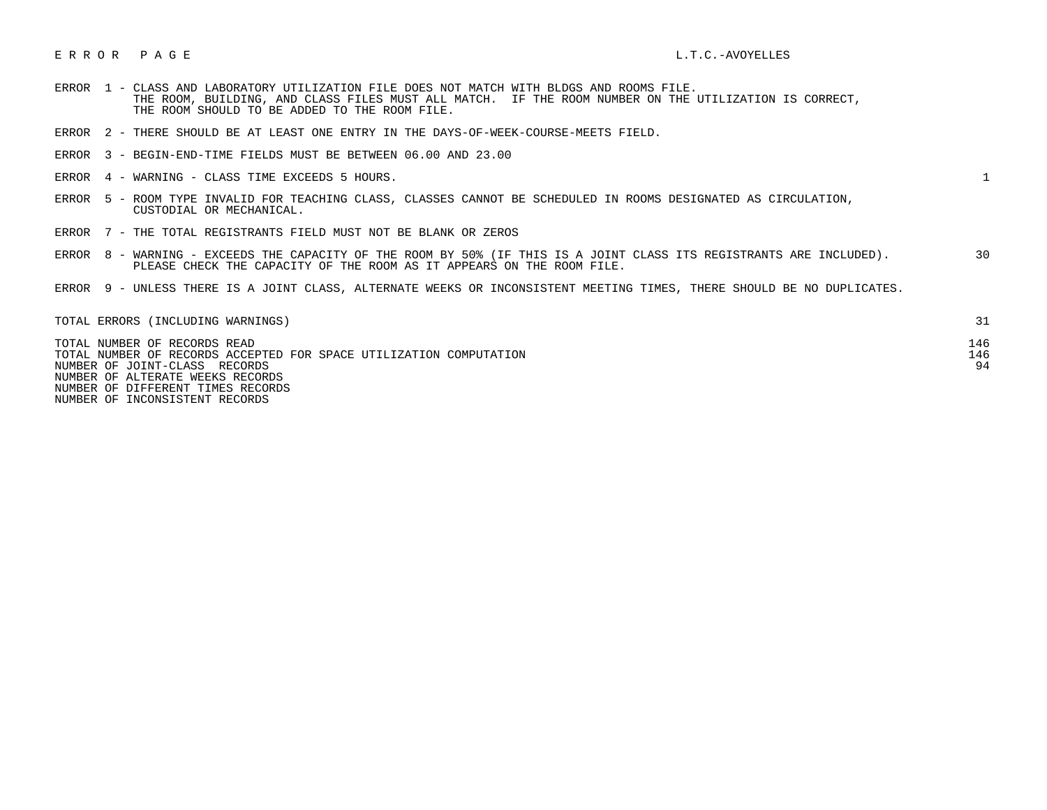E R R O R   P A G E    L.T.C.-AVOYELLES

| Error | Description | Count |
|---|---|---|
| ERROR 1 | CLASS AND LABORATORY UTILIZATION FILE DOES NOT MATCH WITH BLDGS AND ROOMS FILE. THE ROOM, BUILDING, AND CLASS FILES MUST ALL MATCH. IF THE ROOM NUMBER ON THE UTILIZATION IS CORRECT, THE ROOM SHOULD TO BE ADDED TO THE ROOM FILE. | |
| ERROR 2 | THERE SHOULD BE AT LEAST ONE ENTRY IN THE DAYS-OF-WEEK-COURSE-MEETS FIELD. | |
| ERROR 3 | BEGIN-END-TIME FIELDS MUST BE BETWEEN 06.00 AND 23.00 | |
| ERROR 4 | WARNING - CLASS TIME EXCEEDS 5 HOURS. | 1 |
| ERROR 5 | ROOM TYPE INVALID FOR TEACHING CLASS, CLASSES CANNOT BE SCHEDULED IN ROOMS DESIGNATED AS CIRCULATION, CUSTODIAL OR MECHANICAL. | |
| ERROR 7 | THE TOTAL REGISTRANTS FIELD MUST NOT BE BLANK OR ZEROS | |
| ERROR 8 | WARNING - EXCEEDS THE CAPACITY OF THE ROOM BY 50% (IF THIS IS A JOINT CLASS ITS REGISTRANTS ARE INCLUDED). PLEASE CHECK THE CAPACITY OF THE ROOM AS IT APPEARS ON THE ROOM FILE. | 30 |
| ERROR 9 | UNLESS THERE IS A JOINT CLASS, ALTERNATE WEEKS OR INCONSISTENT MEETING TIMES, THERE SHOULD BE NO DUPLICATES. | |

| | |
|---|---|
| TOTAL ERRORS (INCLUDING WARNINGS) | 31 |

| | |
|---|---|
| TOTAL NUMBER OF RECORDS READ | 146 |
| TOTAL NUMBER OF RECORDS ACCEPTED FOR SPACE UTILIZATION COMPUTATION | 146 |
| NUMBER OF JOINT-CLASS RECORDS | 94 |
| NUMBER OF ALTERATE WEEKS RECORDS | |
| NUMBER OF DIFFERENT TIMES RECORDS | |
| NUMBER OF INCONSISTENT RECORDS | |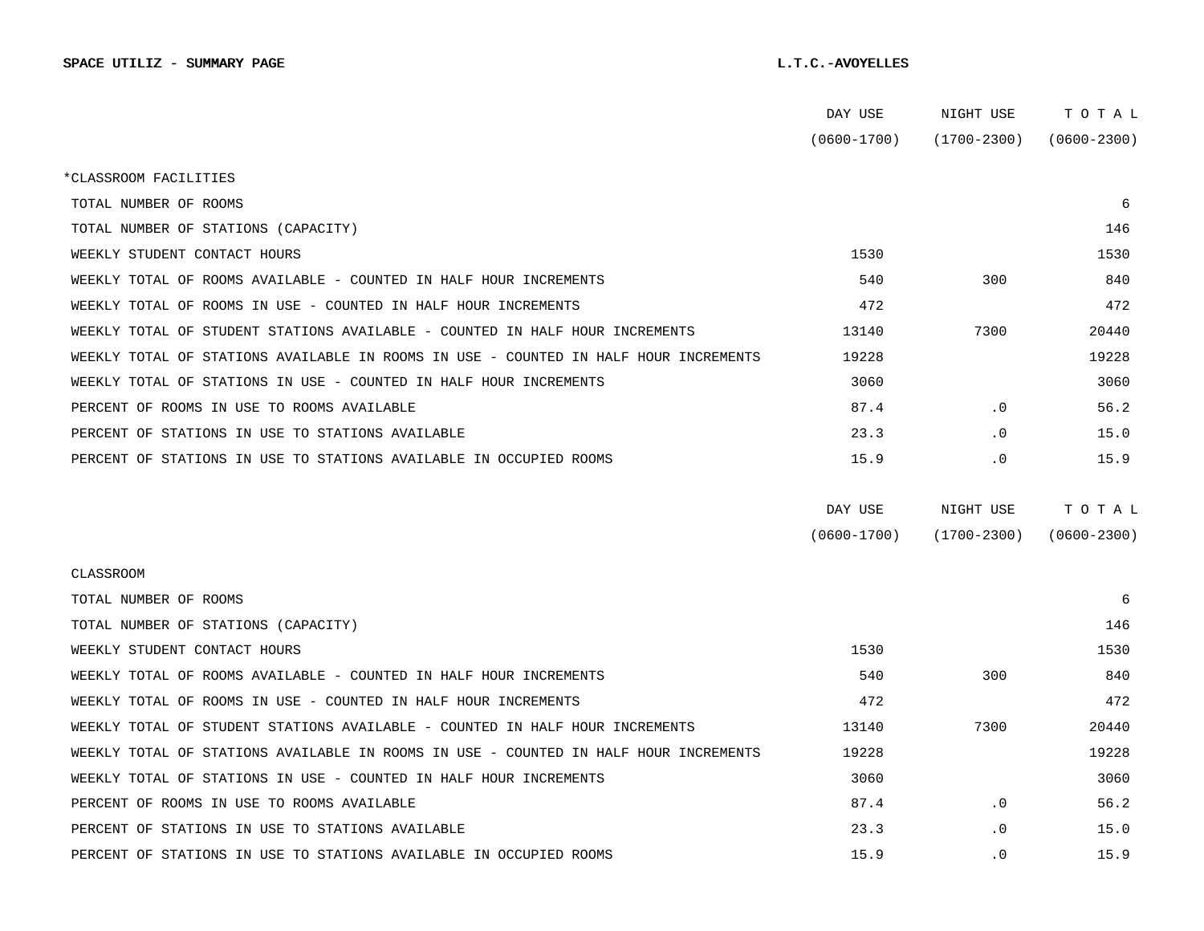**SPACE UTILIZ - SUMMARY PAGE** **L.T.C.-AVOYELLES**

| | DAY USE (0600-1700) | NIGHT USE (1700-2300) | T O T A L (0600-2300) |
|---|---|---|---|
| *CLASSROOM FACILITIES | | | |
| TOTAL NUMBER OF ROOMS | | | 6 |
| TOTAL NUMBER OF STATIONS (CAPACITY) | | | 146 |
| WEEKLY STUDENT CONTACT HOURS | 1530 | | 1530 |
| WEEKLY TOTAL OF ROOMS AVAILABLE - COUNTED IN HALF HOUR INCREMENTS | 540 | 300 | 840 |
| WEEKLY TOTAL OF ROOMS IN USE - COUNTED IN HALF HOUR INCREMENTS | 472 | | 472 |
| WEEKLY TOTAL OF STUDENT STATIONS AVAILABLE - COUNTED IN HALF HOUR INCREMENTS | 13140 | 7300 | 20440 |
| WEEKLY TOTAL OF STATIONS AVAILABLE IN ROOMS IN USE - COUNTED IN HALF HOUR INCREMENTS | 19228 | | 19228 |
| WEEKLY TOTAL OF STATIONS IN USE - COUNTED IN HALF HOUR INCREMENTS | 3060 | | 3060 |
| PERCENT OF ROOMS IN USE TO ROOMS AVAILABLE | 87.4 | .0 | 56.2 |
| PERCENT OF STATIONS IN USE TO STATIONS AVAILABLE | 23.3 | .0 | 15.0 |
| PERCENT OF STATIONS IN USE TO STATIONS AVAILABLE IN OCCUPIED ROOMS | 15.9 | .0 | 15.9 |

| | DAY USE (0600-1700) | NIGHT USE (1700-2300) | T O T A L (0600-2300) |
|---|---|---|---|
| CLASSROOM | | | |
| TOTAL NUMBER OF ROOMS | | | 6 |
| TOTAL NUMBER OF STATIONS (CAPACITY) | | | 146 |
| WEEKLY STUDENT CONTACT HOURS | 1530 | | 1530 |
| WEEKLY TOTAL OF ROOMS AVAILABLE - COUNTED IN HALF HOUR INCREMENTS | 540 | 300 | 840 |
| WEEKLY TOTAL OF ROOMS IN USE - COUNTED IN HALF HOUR INCREMENTS | 472 | | 472 |
| WEEKLY TOTAL OF STUDENT STATIONS AVAILABLE - COUNTED IN HALF HOUR INCREMENTS | 13140 | 7300 | 20440 |
| WEEKLY TOTAL OF STATIONS AVAILABLE IN ROOMS IN USE - COUNTED IN HALF HOUR INCREMENTS | 19228 | | 19228 |
| WEEKLY TOTAL OF STATIONS IN USE - COUNTED IN HALF HOUR INCREMENTS | 3060 | | 3060 |
| PERCENT OF ROOMS IN USE TO ROOMS AVAILABLE | 87.4 | .0 | 56.2 |
| PERCENT OF STATIONS IN USE TO STATIONS AVAILABLE | 23.3 | .0 | 15.0 |
| PERCENT OF STATIONS IN USE TO STATIONS AVAILABLE IN OCCUPIED ROOMS | 15.9 | .0 | 15.9 |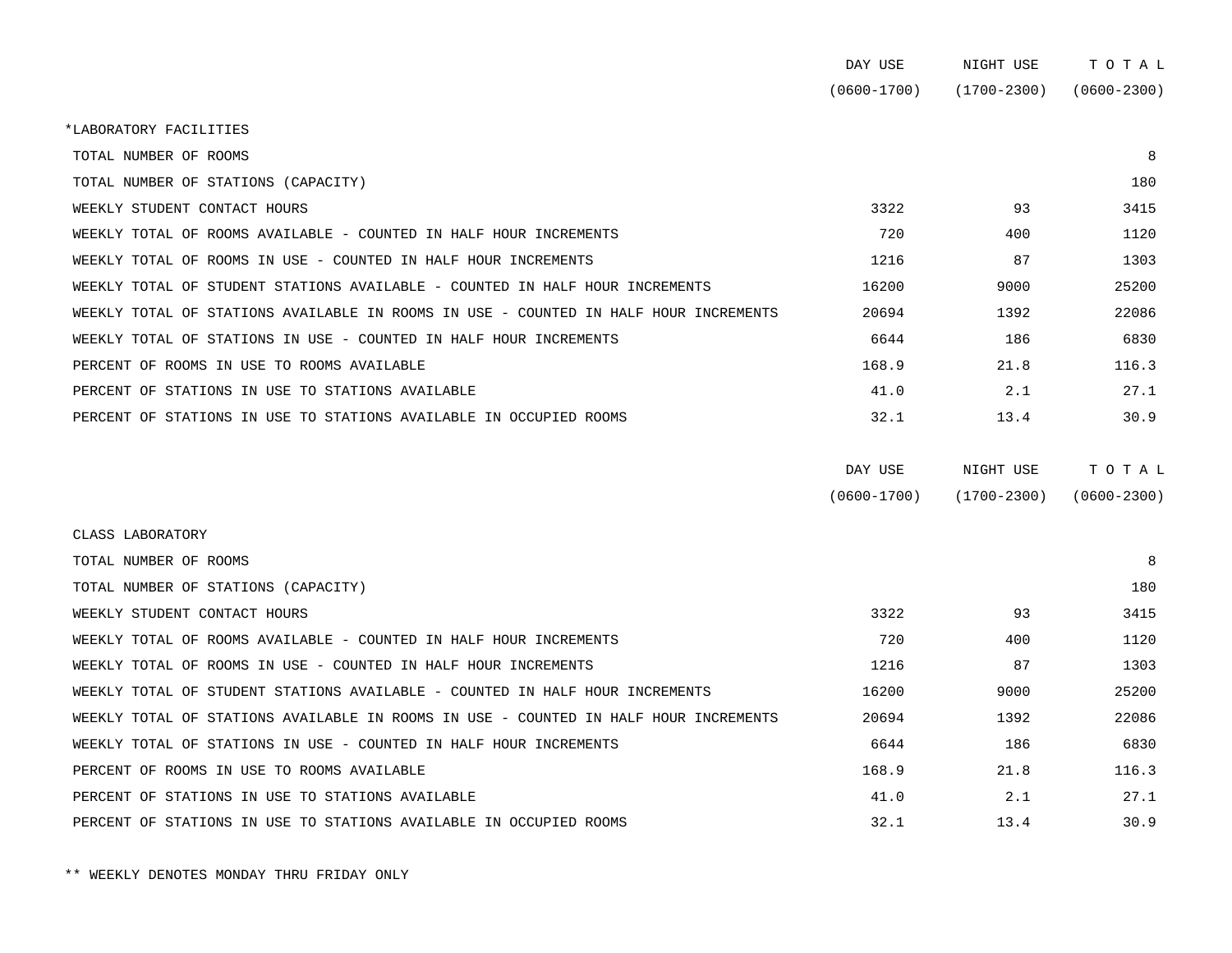| | DAY USE (0600-1700) | NIGHT USE (1700-2300) | TOTAL (0600-2300) |
|---|---|---|---|
| *LABORATORY FACILITIES | | | |
| TOTAL NUMBER OF ROOMS | | | 8 |
| TOTAL NUMBER OF STATIONS (CAPACITY) | | | 180 |
| WEEKLY STUDENT CONTACT HOURS | 3322 | 93 | 3415 |
| WEEKLY TOTAL OF ROOMS AVAILABLE - COUNTED IN HALF HOUR INCREMENTS | 720 | 400 | 1120 |
| WEEKLY TOTAL OF ROOMS IN USE - COUNTED IN HALF HOUR INCREMENTS | 1216 | 87 | 1303 |
| WEEKLY TOTAL OF STUDENT STATIONS AVAILABLE - COUNTED IN HALF HOUR INCREMENTS | 16200 | 9000 | 25200 |
| WEEKLY TOTAL OF STATIONS AVAILABLE IN ROOMS IN USE - COUNTED IN HALF HOUR INCREMENTS | 20694 | 1392 | 22086 |
| WEEKLY TOTAL OF STATIONS IN USE - COUNTED IN HALF HOUR INCREMENTS | 6644 | 186 | 6830 |
| PERCENT OF ROOMS IN USE TO ROOMS AVAILABLE | 168.9 | 21.8 | 116.3 |
| PERCENT OF STATIONS IN USE TO STATIONS AVAILABLE | 41.0 | 2.1 | 27.1 |
| PERCENT OF STATIONS IN USE TO STATIONS AVAILABLE IN OCCUPIED ROOMS | 32.1 | 13.4 | 30.9 |

| | DAY USE (0600-1700) | NIGHT USE (1700-2300) | TOTAL (0600-2300) |
|---|---|---|---|
| CLASS LABORATORY | | | |
| TOTAL NUMBER OF ROOMS | | | 8 |
| TOTAL NUMBER OF STATIONS (CAPACITY) | | | 180 |
| WEEKLY STUDENT CONTACT HOURS | 3322 | 93 | 3415 |
| WEEKLY TOTAL OF ROOMS AVAILABLE - COUNTED IN HALF HOUR INCREMENTS | 720 | 400 | 1120 |
| WEEKLY TOTAL OF ROOMS IN USE - COUNTED IN HALF HOUR INCREMENTS | 1216 | 87 | 1303 |
| WEEKLY TOTAL OF STUDENT STATIONS AVAILABLE - COUNTED IN HALF HOUR INCREMENTS | 16200 | 9000 | 25200 |
| WEEKLY TOTAL OF STATIONS AVAILABLE IN ROOMS IN USE - COUNTED IN HALF HOUR INCREMENTS | 20694 | 1392 | 22086 |
| WEEKLY TOTAL OF STATIONS IN USE - COUNTED IN HALF HOUR INCREMENTS | 6644 | 186 | 6830 |
| PERCENT OF ROOMS IN USE TO ROOMS AVAILABLE | 168.9 | 21.8 | 116.3 |
| PERCENT OF STATIONS IN USE TO STATIONS AVAILABLE | 41.0 | 2.1 | 27.1 |
| PERCENT OF STATIONS IN USE TO STATIONS AVAILABLE IN OCCUPIED ROOMS | 32.1 | 13.4 | 30.9 |

** WEEKLY DENOTES MONDAY THRU FRIDAY ONLY